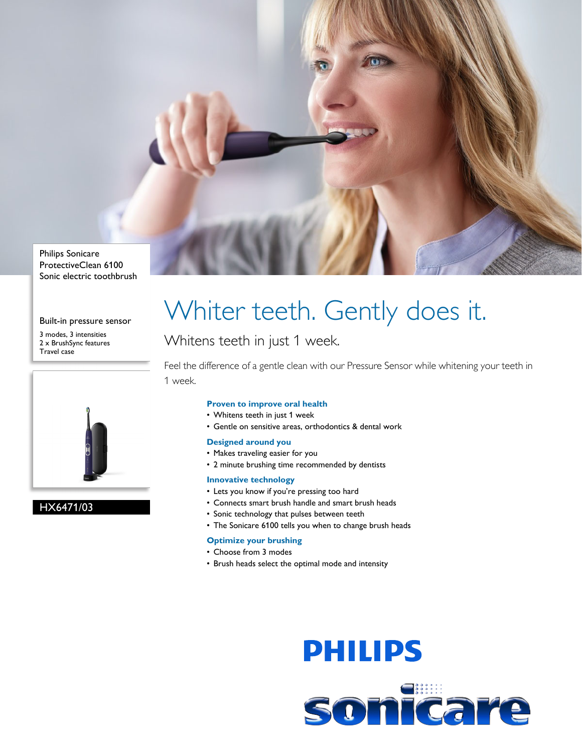Philips Sonicare
ProtectiveClean 6100
Sonic electric toothbrush

Built-in pressure sensor

3 modes, 3 intensities
2 x BrushSync features
Travel case

HX6471/03

# Whiter teeth. Gently does it.

## Whitens teeth in just 1 week.

Feel the difference of a gentle clean with our Pressure Sensor while whitening your teeth in 1 week.

**Proven to improve oral health**

- Whitens teeth in just 1 week
- Gentle on sensitive areas, orthodontics & dental work

**Designed around you**

- Makes traveling easier for you
- 2 minute brushing time recommended by dentists

**Innovative technology**

- Lets you know if you're pressing too hard
- Connects smart brush handle and smart brush heads
- Sonic technology that pulses between teeth
- The Sonicare 6100 tells you when to change brush heads

**Optimize your brushing**

- Choose from 3 modes
- Brush heads select the optimal mode and intensity

PHILIPS

sonicare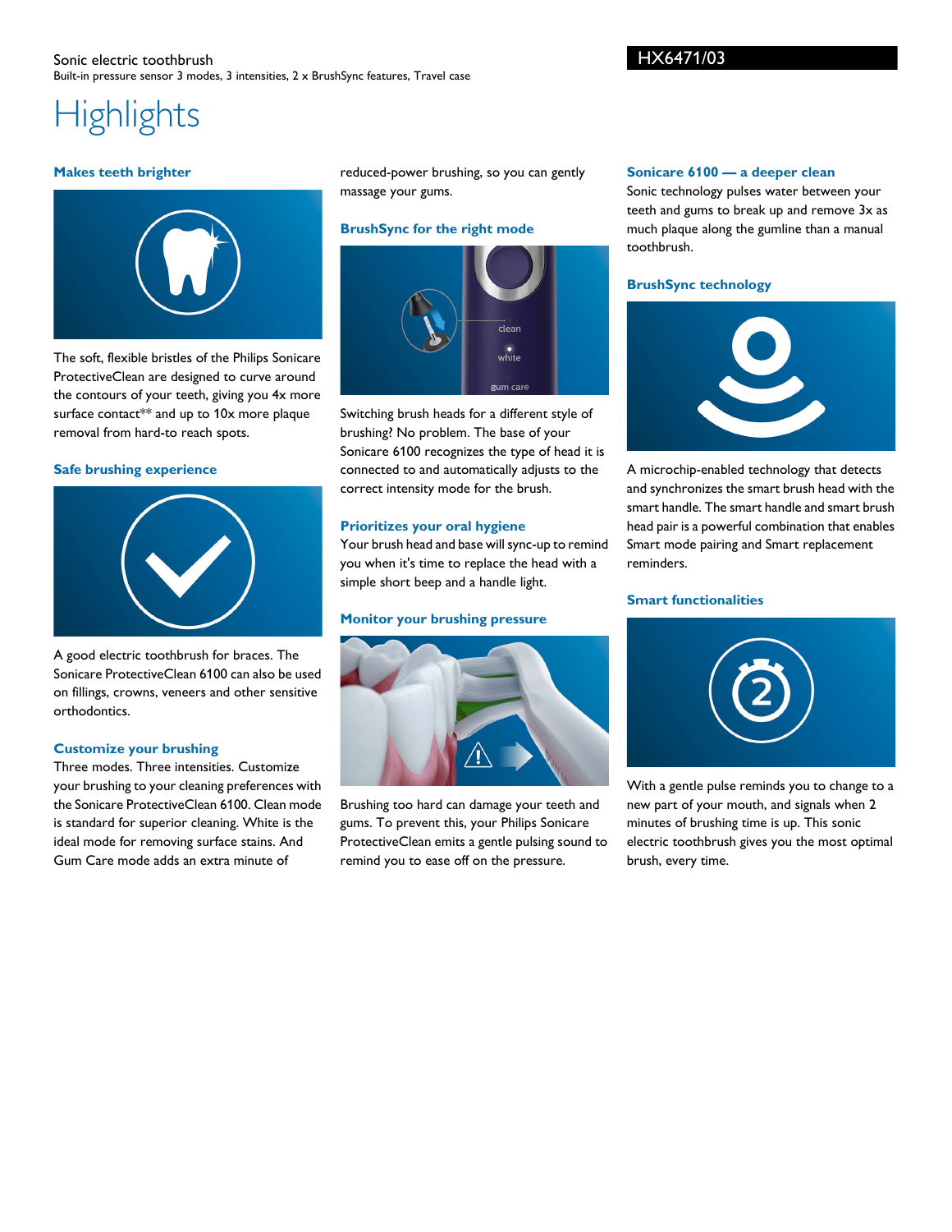Sonic electric toothbrush

Built-in pressure sensor 3 modes, 3 intensities, 2 x BrushSync features, Travel case

HX6471/03

# Highlights

### Makes teeth brighter

The soft, flexible bristles of the Philips Sonicare ProtectiveClean are designed to curve around the contours of your teeth, giving you 4x more surface contact** and up to 10x more plaque removal from hard-to reach spots.

### Safe brushing experience

A good electric toothbrush for braces. The Sonicare ProtectiveClean 6100 can also be used on fillings, crowns, veneers and other sensitive orthodontics.

### Customize your brushing

Three modes. Three intensities. Customize your brushing to your cleaning preferences with the Sonicare ProtectiveClean 6100. Clean mode is standard for superior cleaning. White is the ideal mode for removing surface stains. And Gum Care mode adds an extra minute of reduced-power brushing, so you can gently massage your gums.

### BrushSync for the right mode

Switching brush heads for a different style of brushing? No problem. The base of your Sonicare 6100 recognizes the type of head it is connected to and automatically adjusts to the correct intensity mode for the brush.

### Prioritizes your oral hygiene

Your brush head and base will sync-up to remind you when it's time to replace the head with a simple short beep and a handle light.

### Monitor your brushing pressure

Brushing too hard can damage your teeth and gums. To prevent this, your Philips Sonicare ProtectiveClean emits a gentle pulsing sound to remind you to ease off on the pressure.

### Sonicare 6100 — a deeper clean

Sonic technology pulses water between your teeth and gums to break up and remove 3x as much plaque along the gumline than a manual toothbrush.

### BrushSync technology

A microchip-enabled technology that detects and synchronizes the smart brush head with the smart handle. The smart handle and smart brush head pair is a powerful combination that enables Smart mode pairing and Smart replacement reminders.

### Smart functionalities

With a gentle pulse reminds you to change to a new part of your mouth, and signals when 2 minutes of brushing time is up. This sonic electric toothbrush gives you the most optimal brush, every time.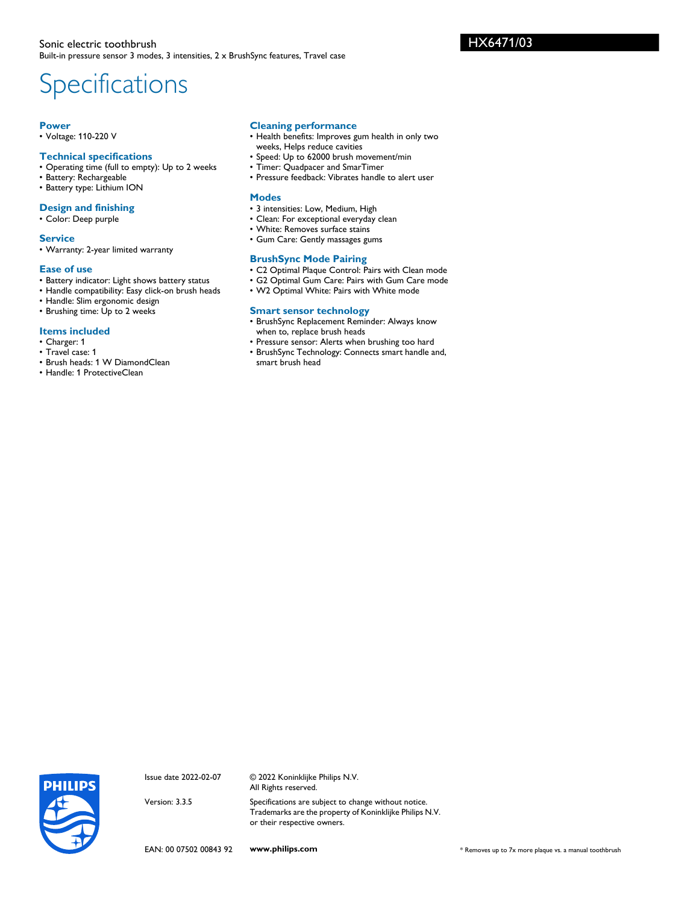Sonic electric toothbrush

Built-in pressure sensor 3 modes, 3 intensities, 2 x BrushSync features, Travel case

HX6471/03

# Specifications

### Power
- Voltage: 110-220 V

### Technical specifications
- Operating time (full to empty): Up to 2 weeks
- Battery: Rechargeable
- Battery type: Lithium ION

### Design and finishing
- Color: Deep purple

### Service
- Warranty: 2-year limited warranty

### Ease of use
- Battery indicator: Light shows battery status
- Handle compatibility: Easy click-on brush heads
- Handle: Slim ergonomic design
- Brushing time: Up to 2 weeks

### Items included
- Charger: 1
- Travel case: 1
- Brush heads: 1 W DiamondClean
- Handle: 1 ProtectiveClean

### Cleaning performance
- Health benefits: Improves gum health in only two weeks, Helps reduce cavities
- Speed: Up to 62000 brush movement/min
- Timer: Quadpacer and SmarTimer
- Pressure feedback: Vibrates handle to alert user

### Modes
- 3 intensities: Low, Medium, High
- Clean: For exceptional everyday clean
- White: Removes surface stains
- Gum Care: Gently massages gums

### BrushSync Mode Pairing
- C2 Optimal Plaque Control: Pairs with Clean mode
- G2 Optimal Gum Care: Pairs with Gum Care mode
- W2 Optimal White: Pairs with White mode

### Smart sensor technology
- BrushSync Replacement Reminder: Always know when to, replace brush heads
- Pressure sensor: Alerts when brushing too hard
- BrushSync Technology: Connects smart handle and, smart brush head

Issue date 2022-02-07

Version: 3.3.5

EAN: 00 07502 00843 92

© 2022 Koninklijke Philips N.V.
All Rights reserved.

Specifications are subject to change without notice. Trademarks are the property of Koninklijke Philips N.V. or their respective owners.

**www.philips.com**

* Removes up to 7x more plaque vs. a manual toothbrush